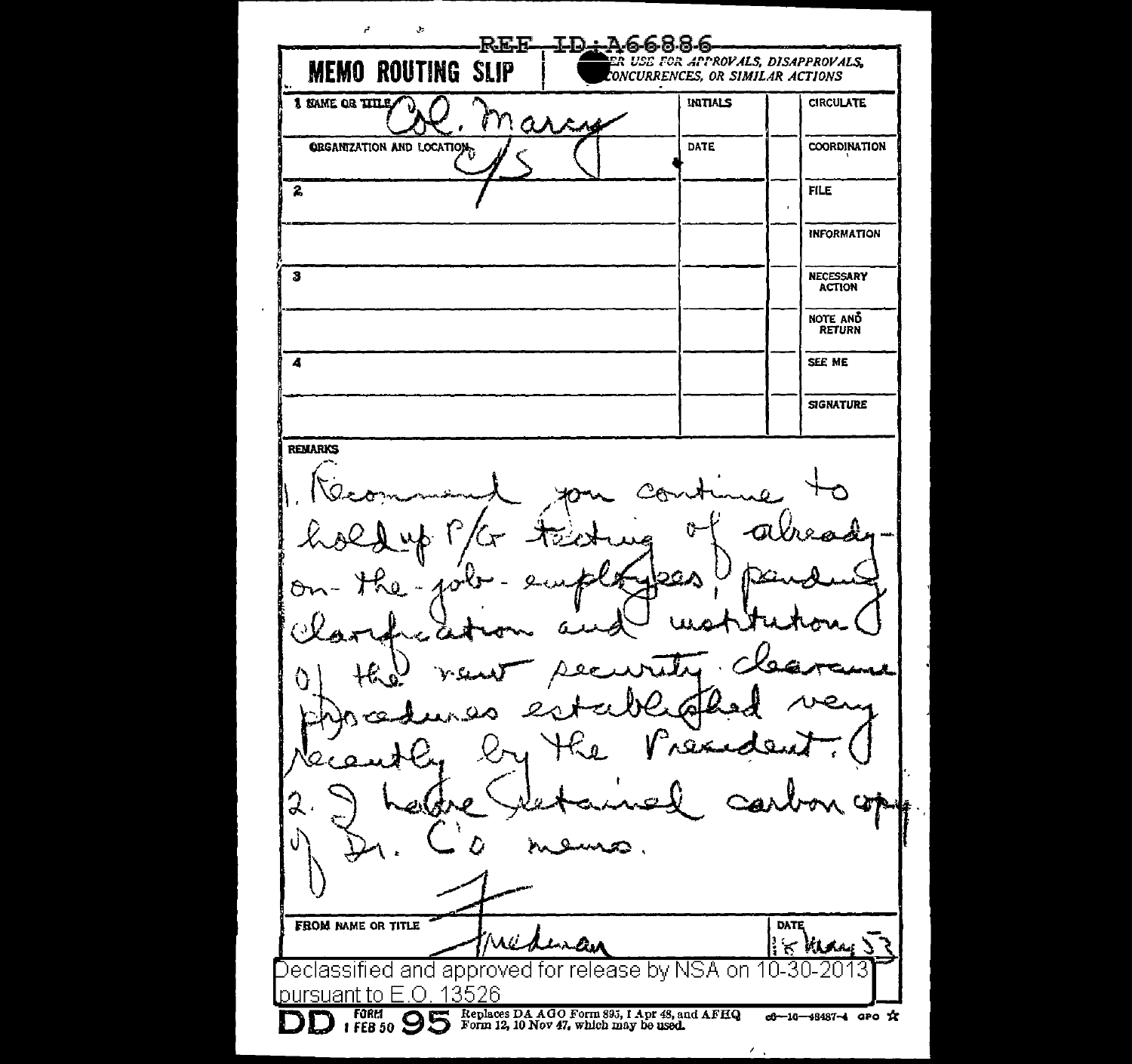REF ID:A66886

**MEMO ROUTING SLIP** | NEVER USE FOR APPROVALS, DISAPPROVALS, CONCURRENCES, OR SIMILAR ACTIONS

| | INITIALS | | |
|---|---|---|---|
| 1 NAME OR TITLE Col. Marcy | | | CIRCULATE |
| ORGANIZATION AND LOCATION C/S | DATE | | COORDINATION |
| 2 | | | FILE |
| | | | INFORMATION |
| 3 | | | NECESSARY ACTION |
| | | | NOTE AND RETURN |
| 4 | | | SEE ME |
| | | | SIGNATURE |

**REMARKS**

1. Recommend you continue to hold up P/G testing of already-on-the-job-employees, pending clarification and institution of the new security clearance procedures established very recently by the President.

2. I have retained carbon copy of Dr. C's memo.

FROM NAME OR TITLE: Friedman

DATE: 18 May 53

Declassified and approved for release by NSA on 10-30-2013 pursuant to E.O. 13526

DD FORM 1 FEB 50 95 Replaces DA AGO Form 895, 1 Apr 48, and AFHQ Form 12, 10 Nov 47, which may be used.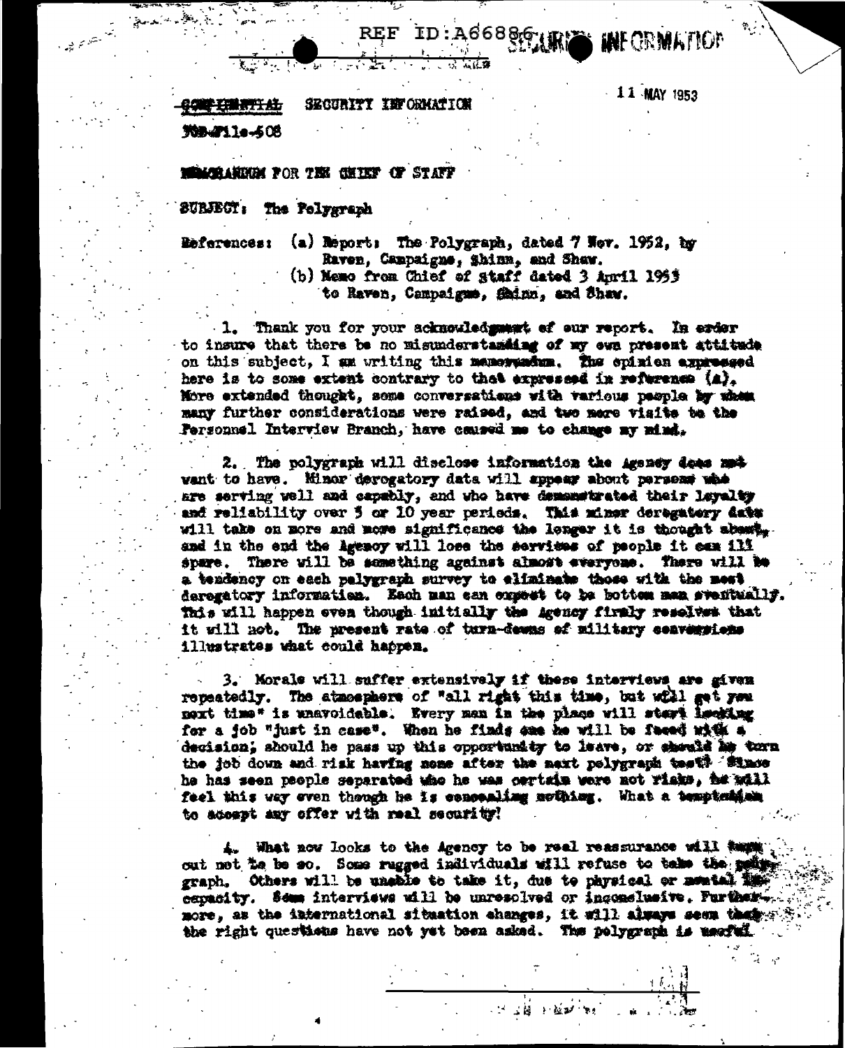REF ID:A66886 SECURITY INFORMATION

CONFIDENTIAL SECURITY INFORMATION

11 MAY 1953

TOB-File-608

MEMORANDUM FOR THE CHIEF OF STAFF

SUBJECT: The Polygraph

References: (a) Report: The Polygraph, dated 7 Nov. 1952, by Raven, Campaigne, Shinn, and Shaw.
(b) Memo from Chief of Staff dated 3 April 1953 to Raven, Campaigne, Shinn, and Shaw.

1. Thank you for your acknowledgment of our report. In order to insure that there be no misunderstanding of my own present attitude on this subject, I am writing this memorandum. The opinion expressed here is to some extent contrary to that expressed in reference (a). More extended thought, some conversations with various people by whom many further considerations were raised, and two more visits to the Personnel Interview Branch, have caused me to change my mind.

2. The polygraph will disclose information the Agency does not want to have. Minor derogatory data will appear about persons who are serving well and capably, and who have demonstrated their loyalty and reliability over 5 or 10 year periods. This minor derogatory data will take on more and more significance the longer it is thought about, and in the end the Agency will lose the services of people it can ill spare. There will be something against almost everyone. There will be a tendency on each polygraph survey to eliminate those with the most derogatory information. Each man can expect to be bottom man eventually. This will happen even though initially the Agency firmly resolves that it will not. The present rate of turn-downs of military conversions illustrates what could happen.

3. Morale will suffer extensively if these interviews are given repeatedly. The atmosphere of "all right this time, but will get you next time" is unavoidable. Every man in the place will start looking for a job "just in case". When he finds one he will be faced with a decision; should he pass up this opportunity to leave, or should he turn the job down and risk having none after the next polygraph test? Since he has seen people separated who he was certain were not risks, he will feel this way even though he is concealing nothing. What a temptation to accept any offer with real security!

4. What now looks to the Agency to be real reassurance will turn out not to be so. Some rugged individuals will refuse to take the polygraph. Others will be unable to take it, due to physical or mental incapacity. Some interviews will be unresolved or inconclusive. Furthermore, as the international situation changes, it will always seem that the right questions have not yet been asked. The polygraph is useful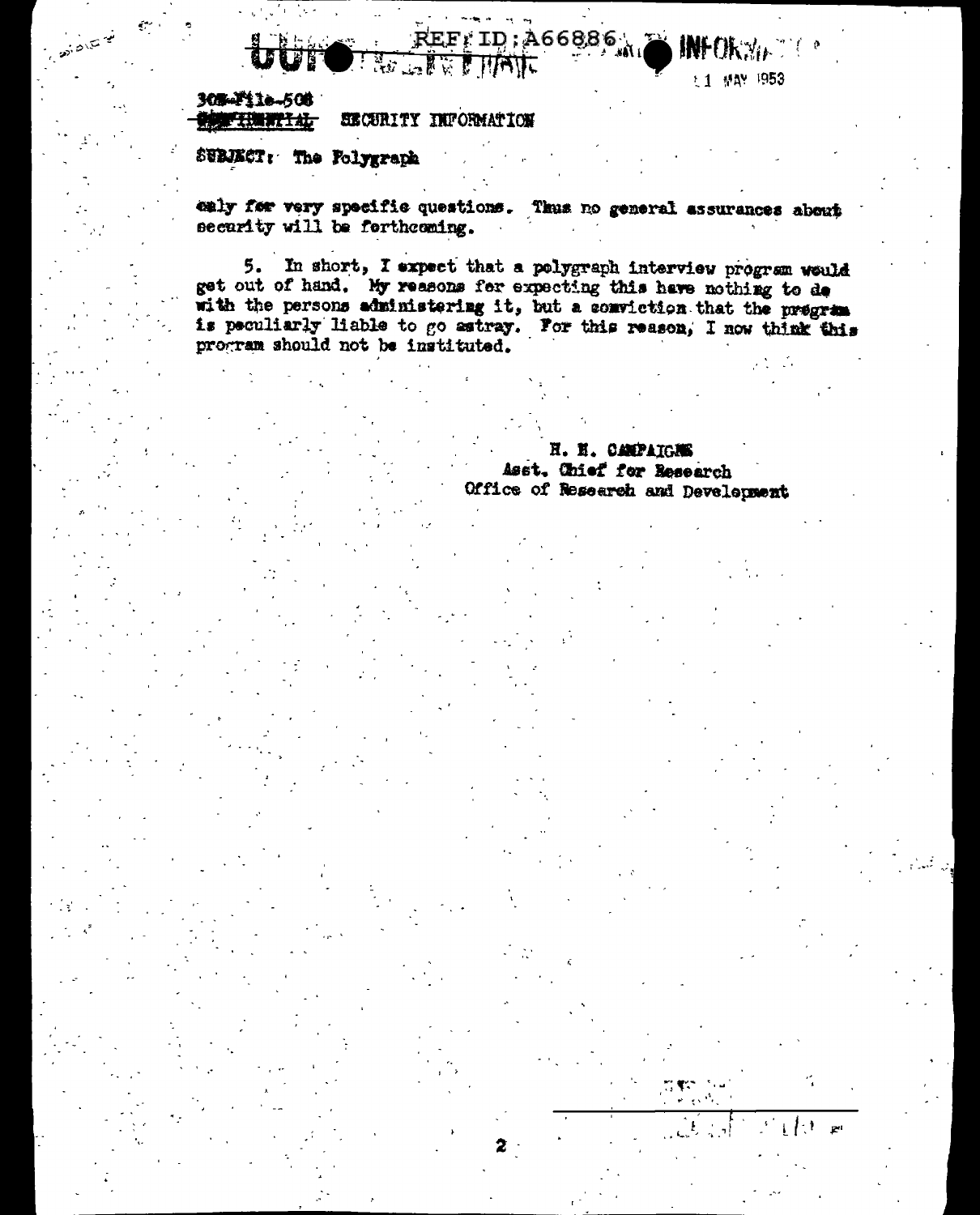REF ID:A66886

11 MAY 1953

30E-File-508

~~CONFIDENTIAL~~ SECURITY INFORMATION

SUBJECT: The Polygraph

only for very specific questions. Thus no general assurances about security will be forthcoming.

5. In short, I expect that a polygraph interview program would get out of hand. My reasons for expecting this have nothing to do with the persons administering it, but a conviction that the program is peculiarly liable to go astray. For this reason, I now think this program should not be instituted.

H. H. CAMPAIGNE
Asst. Chief for Research
Office of Research and Development